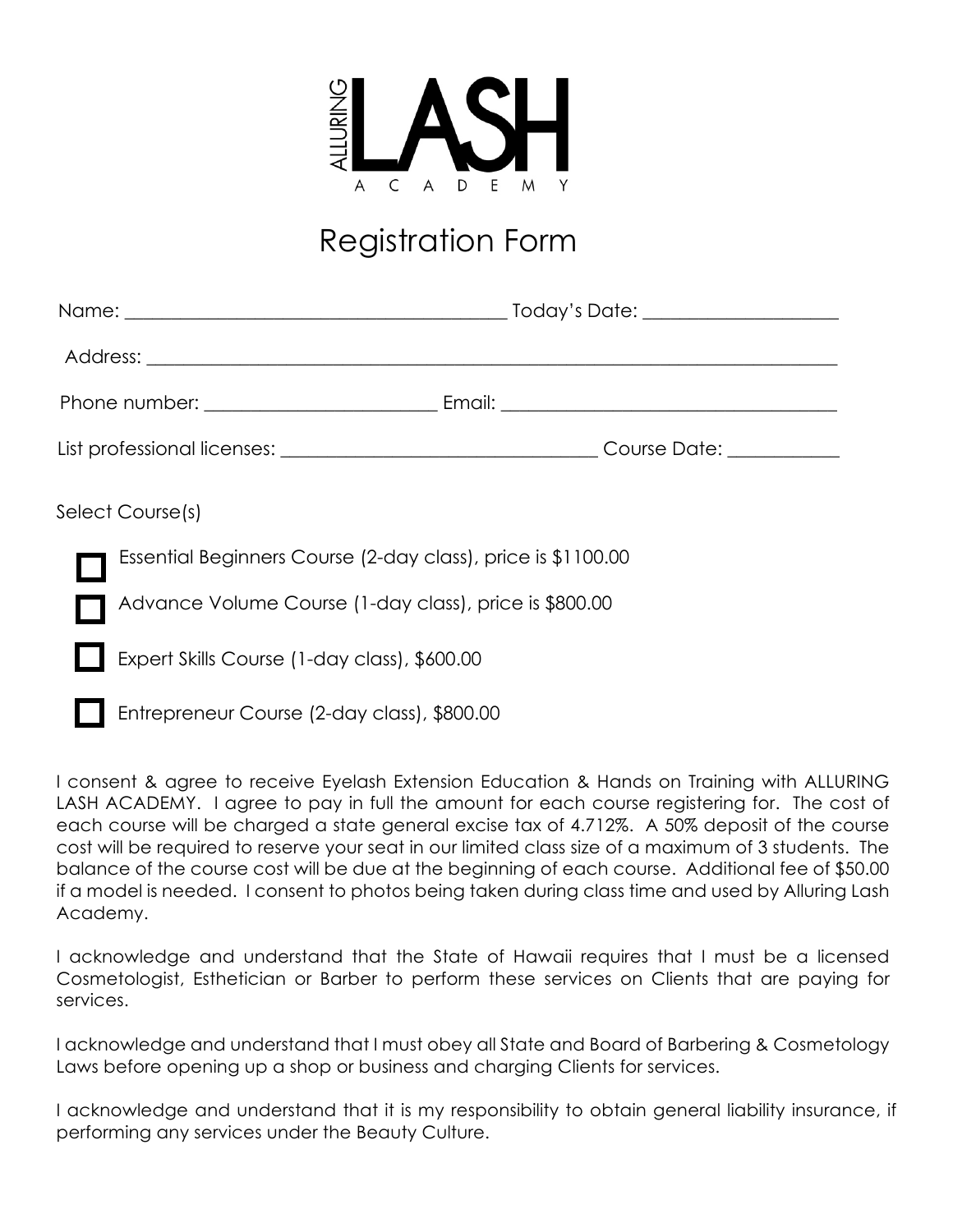# ALLURING LASH ACADEMY

## Registration Form

Name: ______________________________ Today's Date: ______________

Address: ____________________________________________________________

Phone number: __________________ Email: ___________________________

List professional licenses: _________________________ Course Date: _________

Select Course(s)

- ☐ Essential Beginners Course (2-day class), price is $1100.00
- ☐ Advance Volume Course (1-day class), price is $800.00
- ☐ Expert Skills Course (1-day class), $600.00
- ☐ Entrepreneur Course (2-day class), $800.00

I consent & agree to receive Eyelash Extension Education & Hands on Training with ALLURING LASH ACADEMY. I agree to pay in full the amount for each course registering for. The cost of each course will be charged a state general excise tax of 4.712%. A 50% deposit of the course cost will be required to reserve your seat in our limited class size of a maximum of 3 students. The balance of the course cost will be due at the beginning of each course. Additional fee of $50.00 if a model is needed. I consent to photos being taken during class time and used by Alluring Lash Academy.

I acknowledge and understand that the State of Hawaii requires that I must be a licensed Cosmetologist, Esthetician or Barber to perform these services on Clients that are paying for services.

I acknowledge and understand that I must obey all State and Board of Barbering & Cosmetology Laws before opening up a shop or business and charging Clients for services.

I acknowledge and understand that it is my responsibility to obtain general liability insurance, if performing any services under the Beauty Culture.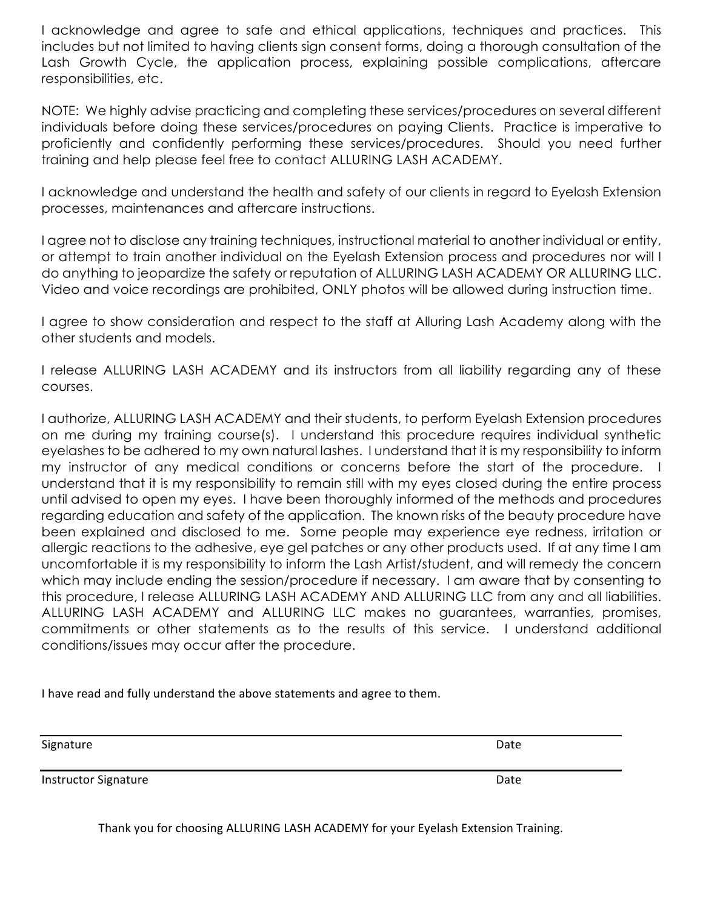I acknowledge and agree to safe and ethical applications, techniques and practices. This includes but not limited to having clients sign consent forms, doing a thorough consultation of the Lash Growth Cycle, the application process, explaining possible complications, aftercare responsibilities, etc.

NOTE: We highly advise practicing and completing these services/procedures on several different individuals before doing these services/procedures on paying Clients. Practice is imperative to proficiently and confidently performing these services/procedures. Should you need further training and help please feel free to contact ALLURING LASH ACADEMY.

I acknowledge and understand the health and safety of our clients in regard to Eyelash Extension processes, maintenances and aftercare instructions.

I agree not to disclose any training techniques, instructional material to another individual or entity, or attempt to train another individual on the Eyelash Extension process and procedures nor will I do anything to jeopardize the safety or reputation of ALLURING LASH ACADEMY OR ALLURING LLC. Video and voice recordings are prohibited, ONLY photos will be allowed during instruction time.

I agree to show consideration and respect to the staff at Alluring Lash Academy along with the other students and models.

I release ALLURING LASH ACADEMY and its instructors from all liability regarding any of these courses.

I authorize, ALLURING LASH ACADEMY and their students, to perform Eyelash Extension procedures on me during my training course(s). I understand this procedure requires individual synthetic eyelashes to be adhered to my own natural lashes. I understand that it is my responsibility to inform my instructor of any medical conditions or concerns before the start of the procedure. I understand that it is my responsibility to remain still with my eyes closed during the entire process until advised to open my eyes. I have been thoroughly informed of the methods and procedures regarding education and safety of the application. The known risks of the beauty procedure have been explained and disclosed to me. Some people may experience eye redness, irritation or allergic reactions to the adhesive, eye gel patches or any other products used. If at any time I am uncomfortable it is my responsibility to inform the Lash Artist/student, and will remedy the concern which may include ending the session/procedure if necessary. I am aware that by consenting to this procedure, I release ALLURING LASH ACADEMY AND ALLURING LLC from any and all liabilities. ALLURING LASH ACADEMY and ALLURING LLC makes no guarantees, warranties, promises, commitments or other statements as to the results of this service. I understand additional conditions/issues may occur after the procedure.

I have read and fully understand the above statements and agree to them.

Signature Date

Instructor Signature Date

Thank you for choosing ALLURING LASH ACADEMY for your Eyelash Extension Training.